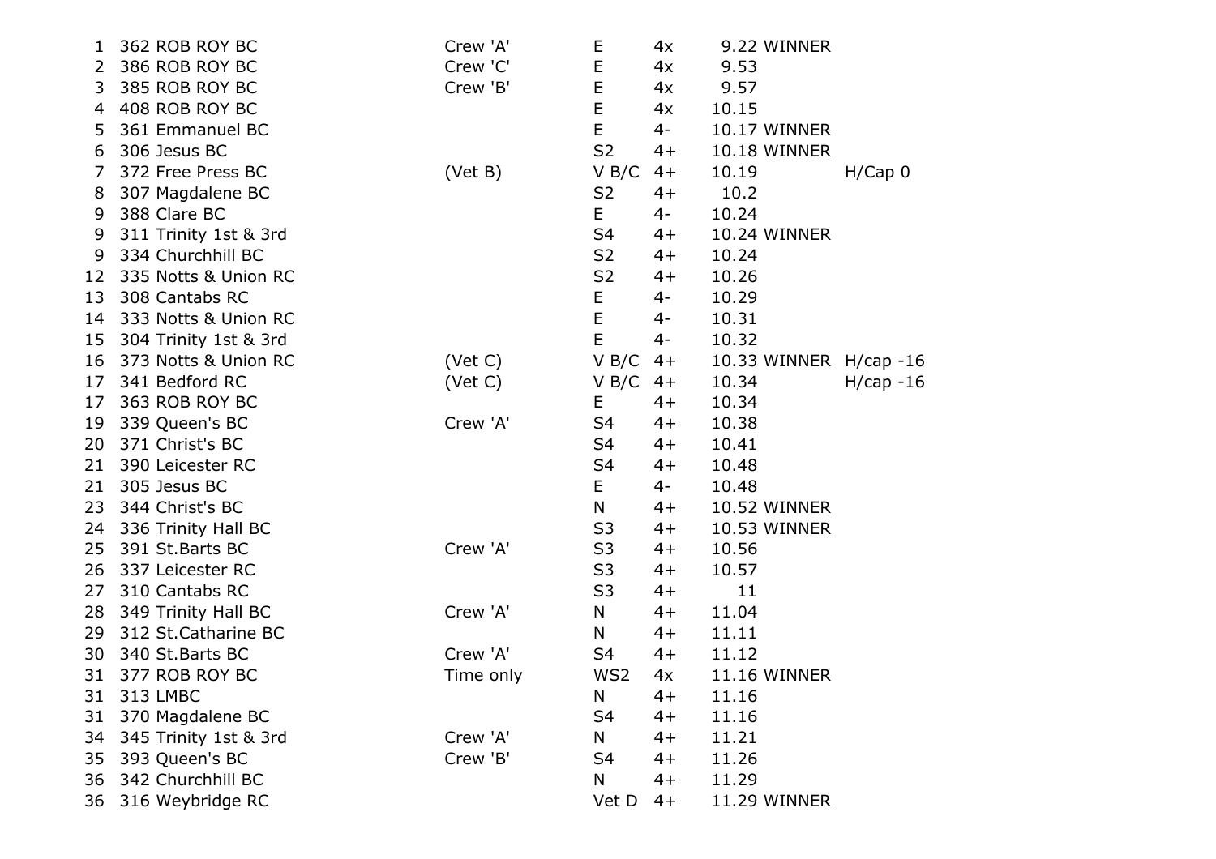| Pos | No. | Club | Crew | Category | Boat | Time | Result | Handicap |
|---|---|---|---|---|---|---|---|---|
| 1 | 362 | ROB ROY BC | Crew 'A' | E | 4x | 9.22 | WINNER | |
| 2 | 386 | ROB ROY BC | Crew 'C' | E | 4x | 9.53 | | |
| 3 | 385 | ROB ROY BC | Crew 'B' | E | 4x | 9.57 | | |
| 4 | 408 | ROB ROY BC | | E | 4x | 10.15 | | |
| 5 | 361 | Emmanuel BC | | E | 4- | 10.17 | WINNER | |
| 6 | 306 | Jesus BC | | S2 | 4+ | 10.18 | WINNER | |
| 7 | 372 | Free Press BC | (Vet B) | V B/C | 4+ | 10.19 | | H/Cap 0 |
| 8 | 307 | Magdalene BC | | S2 | 4+ | 10.2 | | |
| 9 | 388 | Clare BC | | E | 4- | 10.24 | | |
| 9 | 311 | Trinity 1st & 3rd | | S4 | 4+ | 10.24 | WINNER | |
| 9 | 334 | Churchhill BC | | S2 | 4+ | 10.24 | | |
| 12 | 335 | Notts & Union RC | | S2 | 4+ | 10.26 | | |
| 13 | 308 | Cantabs RC | | E | 4- | 10.29 | | |
| 14 | 333 | Notts & Union RC | | E | 4- | 10.31 | | |
| 15 | 304 | Trinity 1st & 3rd | | E | 4- | 10.32 | | |
| 16 | 373 | Notts & Union RC | (Vet C) | V B/C | 4+ | 10.33 | WINNER | H/cap -16 |
| 17 | 341 | Bedford RC | (Vet C) | V B/C | 4+ | 10.34 | | H/cap -16 |
| 17 | 363 | ROB ROY BC | | E | 4+ | 10.34 | | |
| 19 | 339 | Queen's BC | Crew 'A' | S4 | 4+ | 10.38 | | |
| 20 | 371 | Christ's BC | | S4 | 4+ | 10.41 | | |
| 21 | 390 | Leicester RC | | S4 | 4+ | 10.48 | | |
| 21 | 305 | Jesus BC | | E | 4- | 10.48 | | |
| 23 | 344 | Christ's BC | | N | 4+ | 10.52 | WINNER | |
| 24 | 336 | Trinity Hall BC | | S3 | 4+ | 10.53 | WINNER | |
| 25 | 391 | St.Barts BC | Crew 'A' | S3 | 4+ | 10.56 | | |
| 26 | 337 | Leicester RC | | S3 | 4+ | 10.57 | | |
| 27 | 310 | Cantabs RC | | S3 | 4+ | 11 | | |
| 28 | 349 | Trinity Hall BC | Crew 'A' | N | 4+ | 11.04 | | |
| 29 | 312 | St.Catharine BC | | N | 4+ | 11.11 | | |
| 30 | 340 | St.Barts BC | Crew 'A' | S4 | 4+ | 11.12 | | |
| 31 | 377 | ROB ROY BC | Time only | WS2 | 4x | 11.16 | WINNER | |
| 31 | 313 | LMBC | | N | 4+ | 11.16 | | |
| 31 | 370 | Magdalene BC | | S4 | 4+ | 11.16 | | |
| 34 | 345 | Trinity 1st & 3rd | Crew 'A' | N | 4+ | 11.21 | | |
| 35 | 393 | Queen's BC | Crew 'B' | S4 | 4+ | 11.26 | | |
| 36 | 342 | Churchhill BC | | N | 4+ | 11.29 | | |
| 36 | 316 | Weybridge RC | | Vet D | 4+ | 11.29 | WINNER | |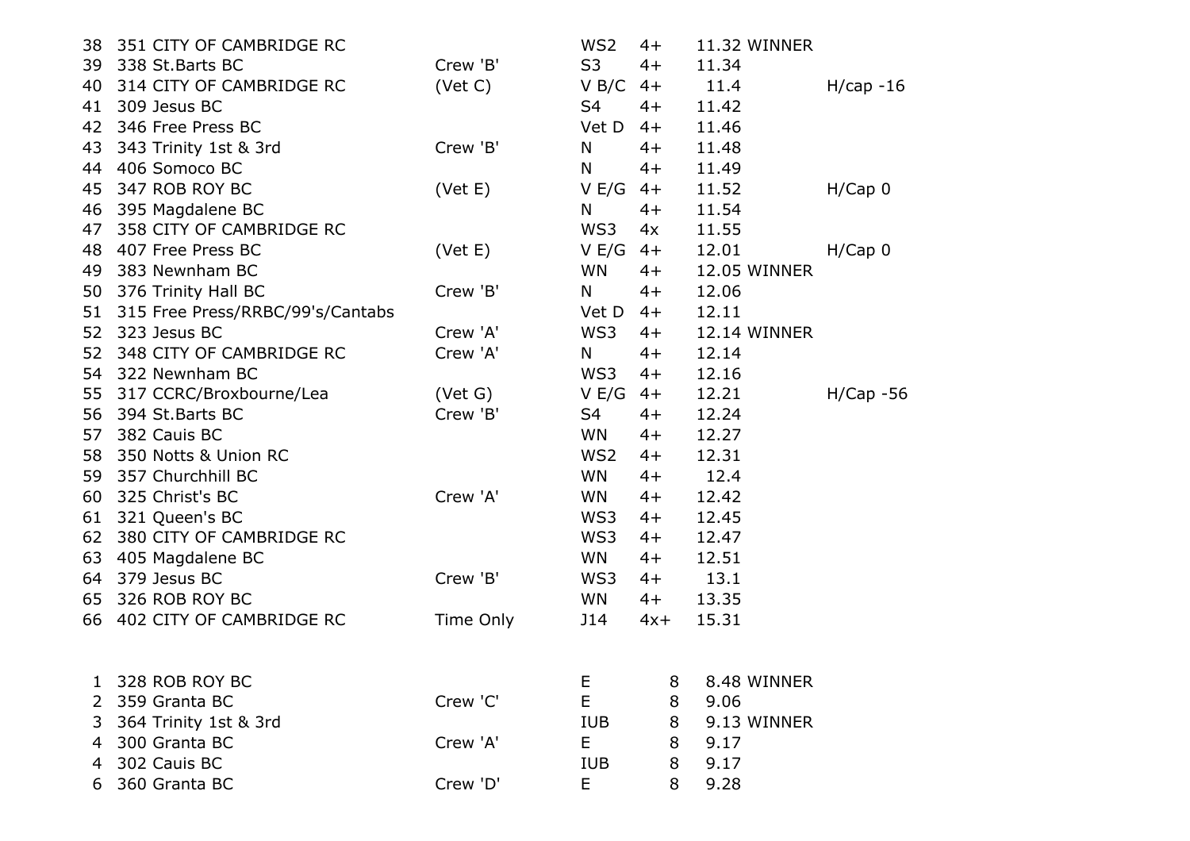| | | | | | | | |
|---|---|---|---|---|---|---|---|
| 38 | 351 CITY OF CAMBRIDGE RC | | WS2 | 4+ | 11.32 | WINNER | |
| 39 | 338 St.Barts BC | Crew 'B' | S3 | 4+ | 11.34 | | |
| 40 | 314 CITY OF CAMBRIDGE RC | (Vet C) | V B/C | 4+ | 11.4 | | H/cap -16 |
| 41 | 309 Jesus BC | | S4 | 4+ | 11.42 | | |
| 42 | 346 Free Press BC | | Vet D | 4+ | 11.46 | | |
| 43 | 343 Trinity 1st & 3rd | Crew 'B' | N | 4+ | 11.48 | | |
| 44 | 406 Somoco BC | | N | 4+ | 11.49 | | |
| 45 | 347 ROB ROY BC | (Vet E) | V E/G | 4+ | 11.52 | | H/Cap 0 |
| 46 | 395 Magdalene BC | | N | 4+ | 11.54 | | |
| 47 | 358 CITY OF CAMBRIDGE RC | | WS3 | 4x | 11.55 | | |
| 48 | 407 Free Press BC | (Vet E) | V E/G | 4+ | 12.01 | | H/Cap 0 |
| 49 | 383 Newnham BC | | WN | 4+ | 12.05 | WINNER | |
| 50 | 376 Trinity Hall BC | Crew 'B' | N | 4+ | 12.06 | | |
| 51 | 315 Free Press/RRBC/99's/Cantabs | | Vet D | 4+ | 12.11 | | |
| 52 | 323 Jesus BC | Crew 'A' | WS3 | 4+ | 12.14 | WINNER | |
| 52 | 348 CITY OF CAMBRIDGE RC | Crew 'A' | N | 4+ | 12.14 | | |
| 54 | 322 Newnham BC | | WS3 | 4+ | 12.16 | | |
| 55 | 317 CCRC/Broxbourne/Lea | (Vet G) | V E/G | 4+ | 12.21 | | H/Cap -56 |
| 56 | 394 St.Barts BC | Crew 'B' | S4 | 4+ | 12.24 | | |
| 57 | 382 Cauis BC | | WN | 4+ | 12.27 | | |
| 58 | 350 Notts & Union RC | | WS2 | 4+ | 12.31 | | |
| 59 | 357 Churchhill BC | | WN | 4+ | 12.4 | | |
| 60 | 325 Christ's BC | Crew 'A' | WN | 4+ | 12.42 | | |
| 61 | 321 Queen's BC | | WS3 | 4+ | 12.45 | | |
| 62 | 380 CITY OF CAMBRIDGE RC | | WS3 | 4+ | 12.47 | | |
| 63 | 405 Magdalene BC | | WN | 4+ | 12.51 | | |
| 64 | 379 Jesus BC | Crew 'B' | WS3 | 4+ | 13.1 | | |
| 65 | 326 ROB ROY BC | | WN | 4+ | 13.35 | | |
| 66 | 402 CITY OF CAMBRIDGE RC | Time Only | J14 | 4x+ | 15.31 | | |

| | | | | | | |
|---|---|---|---|---|---|---|
| 1 | 328 ROB ROY BC | | E | 8 | 8.48 | WINNER |
| 2 | 359 Granta BC | Crew 'C' | E | 8 | 9.06 | |
| 3 | 364 Trinity 1st & 3rd | | IUB | 8 | 9.13 | WINNER |
| 4 | 300 Granta BC | Crew 'A' | E | 8 | 9.17 | |
| 4 | 302 Cauis BC | | IUB | 8 | 9.17 | |
| 6 | 360 Granta BC | Crew 'D' | E | 8 | 9.28 | |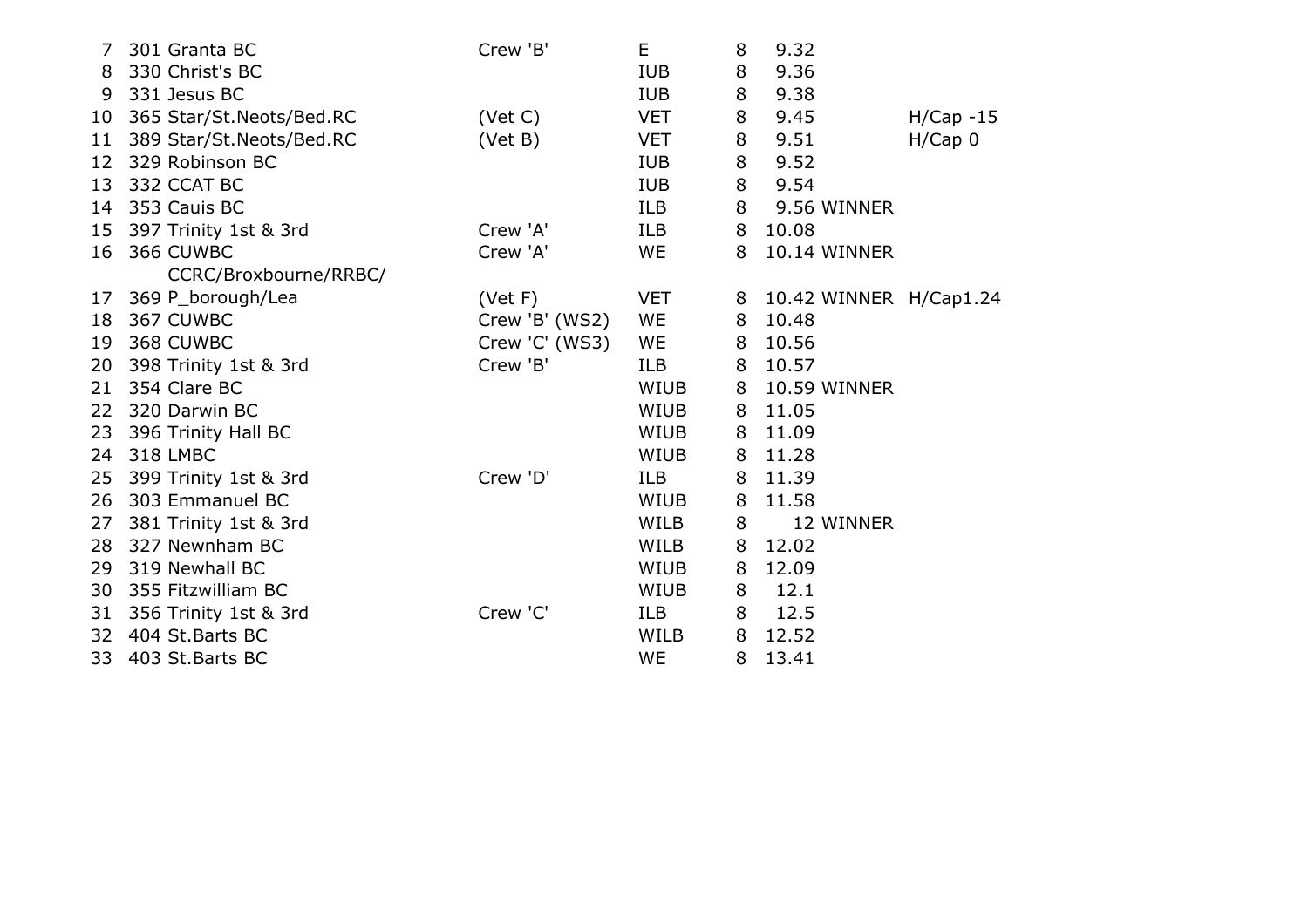| | | | | | | | |
|---|---|---|---|---|---|---|---|
| 7 | 301 Granta BC | Crew 'B' | E | 8 | 9.32 | | |
| 8 | 330 Christ's BC | | IUB | 8 | 9.36 | | |
| 9 | 331 Jesus BC | | IUB | 8 | 9.38 | | |
| 10 | 365 Star/St.Neots/Bed.RC | (Vet C) | VET | 8 | 9.45 | | H/Cap -15 |
| 11 | 389 Star/St.Neots/Bed.RC | (Vet B) | VET | 8 | 9.51 | | H/Cap 0 |
| 12 | 329 Robinson BC | | IUB | 8 | 9.52 | | |
| 13 | 332 CCAT BC | | IUB | 8 | 9.54 | | |
| 14 | 353 Cauis BC | | ILB | 8 | 9.56 | WINNER | |
| 15 | 397 Trinity 1st & 3rd | Crew 'A' | ILB | 8 | 10.08 | | |
| 16 | 366 CUWBC | Crew 'A' | WE | 8 | 10.14 | WINNER | |
| 17 | CCRC/Broxbourne/RRBC/ 369 P_borough/Lea | (Vet F) | VET | 8 | 10.42 | WINNER | H/Cap1.24 |
| 18 | 367 CUWBC | Crew 'B' (WS2) | WE | 8 | 10.48 | | |
| 19 | 368 CUWBC | Crew 'C' (WS3) | WE | 8 | 10.56 | | |
| 20 | 398 Trinity 1st & 3rd | Crew 'B' | ILB | 8 | 10.57 | | |
| 21 | 354 Clare BC | | WIUB | 8 | 10.59 | WINNER | |
| 22 | 320 Darwin BC | | WIUB | 8 | 11.05 | | |
| 23 | 396 Trinity Hall BC | | WIUB | 8 | 11.09 | | |
| 24 | 318 LMBC | | WIUB | 8 | 11.28 | | |
| 25 | 399 Trinity 1st & 3rd | Crew 'D' | ILB | 8 | 11.39 | | |
| 26 | 303 Emmanuel BC | | WIUB | 8 | 11.58 | | |
| 27 | 381 Trinity 1st & 3rd | | WILB | 8 | 12 | WINNER | |
| 28 | 327 Newnham BC | | WILB | 8 | 12.02 | | |
| 29 | 319 Newhall BC | | WIUB | 8 | 12.09 | | |
| 30 | 355 Fitzwilliam BC | | WIUB | 8 | 12.1 | | |
| 31 | 356 Trinity 1st & 3rd | Crew 'C' | ILB | 8 | 12.5 | | |
| 32 | 404 St.Barts BC | | WILB | 8 | 12.52 | | |
| 33 | 403 St.Barts BC | | WE | 8 | 13.41 | | |